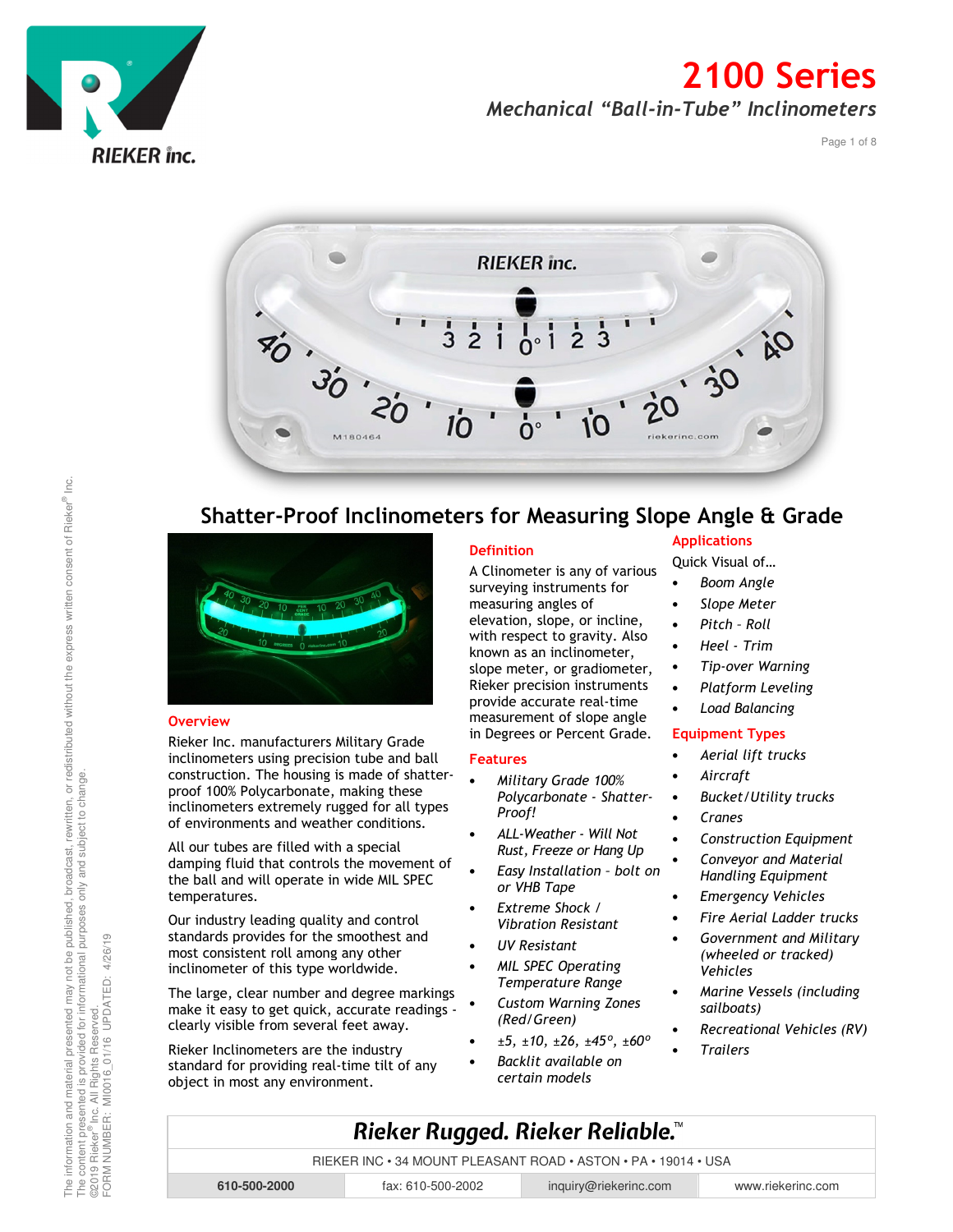# 2100 Series

## *Mechanical "Ball-in-Tube" Inclinometers*

## Shatter-Proof Inclinometers for Measuring Slope Angle & Grade

### Overview

Rieker Inc. manufacturers Military Grade inclinometers using precision tube and ball construction. The housing is made of shatter-proof 100% Polycarbonate, making these inclinometers extremely rugged for all types of environments and weather conditions.

All our tubes are filled with a special damping fluid that controls the movement of the ball and will operate in wide MIL SPEC temperatures.

Our industry leading quality and control standards provides for the smoothest and most consistent roll among any other inclinometer of this type worldwide.

The large, clear number and degree markings make it easy to get quick, accurate readings - clearly visible from several feet away.

Rieker Inclinometers are the industry standard for providing real-time tilt of any object in most any environment.

### Definition

A Clinometer is any of various surveying instruments for measuring angles of elevation, slope, or incline, with respect to gravity. Also known as an inclinometer, slope meter, or gradiometer, Rieker precision instruments provide accurate real-time measurement of slope angle in Degrees or Percent Grade.

### Features

- *Military Grade 100% Polycarbonate - Shatter-Proof!*
- *ALL-Weather - Will Not Rust, Freeze or Hang Up*
- *Easy Installation - bolt on or VHB Tape*
- *Extreme Shock / Vibration Resistant*
- *UV Resistant*
- *MIL SPEC Operating Temperature Range*
- *Custom Warning Zones (Red/Green)*
- *±5, ±10, ±26, ±45°, ±60°*
- *Backlit available on certain models*

### Applications

Quick Visual of…

- *Boom Angle*
- *Slope Meter*
- *Pitch - Roll*
- *Heel - Trim*
- *Tip-over Warning*
- *Platform Leveling*
- *Load Balancing*

### Equipment Types

- *Aerial lift trucks*
- *Aircraft*
- *Bucket/Utility trucks*
- *Cranes*
- *Construction Equipment*
- *Conveyor and Material Handling Equipment*
- *Emergency Vehicles*
- *Fire Aerial Ladder trucks*
- *Government and Military (wheeled or tracked) Vehicles*
- *Marine Vessels (including sailboats)*
- *Recreational Vehicles (RV)*
- *Trailers*

***Rieker Rugged. Rieker Reliable.™***

RIEKER INC • 34 MOUNT PLEASANT ROAD • ASTON • PA • 19014 • USA

| 610-500-2000 | fax: 610-500-2002 | inquiry@riekerinc.com | www.riekerinc.com |
|---|---|---|---|

The information and material presented may not be published, broadcast, rewritten, or redistributed without the express written consent of Rieker® Inc. The content presented is provided for informational purposes only and subject to change. ©2019 Rieker® Inc. All Rights Reserved. FORM NUMBER: MI0016_01/16 UPDATED: 4/26/19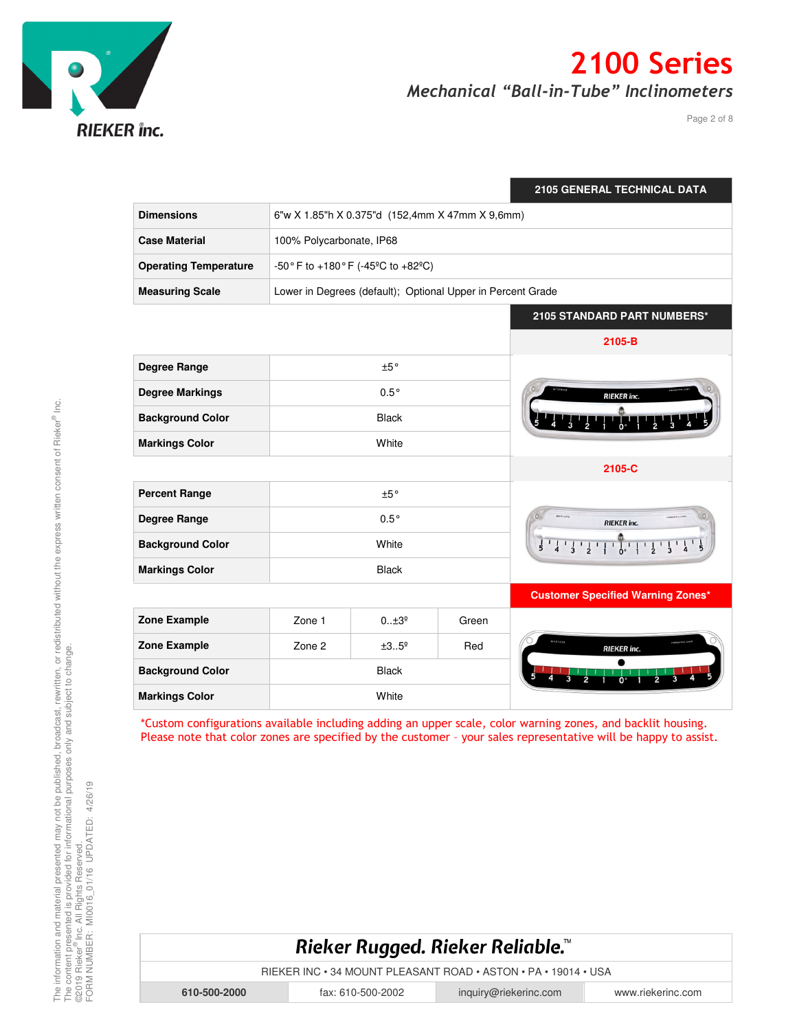## 2105 GENERAL TECHNICAL DATA

| | |
|---|---|
| **Dimensions** | 6"w X 1.85"h X 0.375"d (152,4mm X 47mm X 9,6mm) |
| **Case Material** | 100% Polycarbonate, IP68 |
| **Operating Temperature** | -50° F to +180° F (-45ºC to +82ºC) |
| **Measuring Scale** | Lower in Degrees (default); Optional Upper in Percent Grade |

## 2105 STANDARD PART NUMBERS*

### 2105-B

| | |
|---|---|
| **Degree Range** | ±5° |
| **Degree Markings** | 0.5° |
| **Background Color** | Black |
| **Markings Color** | White |

### 2105-C

| | |
|---|---|
| **Percent Range** | ±5° |
| **Degree Range** | 0.5° |
| **Background Color** | White |
| **Markings Color** | Black |

### Customer Specified Warning Zones*

| | | | |
|---|---|---|---|
| **Zone Example** | Zone 1 | 0..±3º | Green |
| **Zone Example** | Zone 2 | ±3..5º | Red |
| **Background Color** | Black | | |
| **Markings Color** | White | | |

*Custom configurations available including adding an upper scale, color warning zones, and backlit housing. Please note that color zones are specified by the customer – your sales representative will be happy to assist.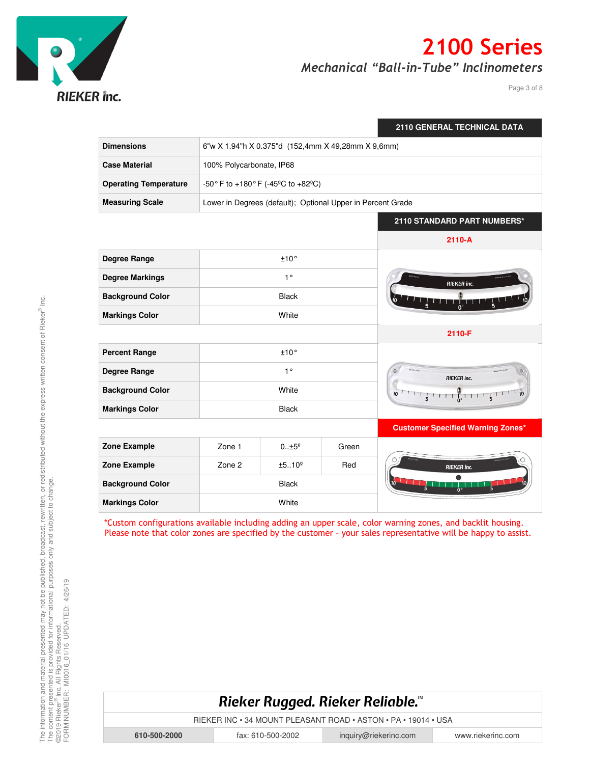## 2110 GENERAL TECHNICAL DATA

| | |
|---|---|
| **Dimensions** | 6"w X 1.94"h X 0.375"d (152,4mm X 49,28mm X 9,6mm) |
| **Case Material** | 100% Polycarbonate, IP68 |
| **Operating Temperature** | -50° F to +180° F (-45ºC to +82ºC) |
| **Measuring Scale** | Lower in Degrees (default); Optional Upper in Percent Grade |

## 2110 STANDARD PART NUMBERS*

### 2110-A

| | |
|---|---|
| **Degree Range** | ±10° |
| **Degree Markings** | 1° |
| **Background Color** | Black |
| **Markings Color** | White |

### 2110-F

| | |
|---|---|
| **Percent Range** | ±10° |
| **Degree Range** | 1° |
| **Background Color** | White |
| **Markings Color** | Black |

### Customer Specified Warning Zones*

| | | | |
|---|---|---|---|
| **Zone Example** | Zone 1 | 0..±5º | Green |
| **Zone Example** | Zone 2 | ±5..10º | Red |
| **Background Color** | Black | | |
| **Markings Color** | White | | |

*Custom configurations available including adding an upper scale, color warning zones, and backlit housing. Please note that color zones are specified by the customer – your sales representative will be happy to assist.

The information and material presented may not be published, broadcast, rewritten, or redistributed without the express written consent of Rieker® Inc.
The content presented is provided for informational purposes only and subject to change.
©2019 Rieker® Inc. All Rights Reserved.
FORM NUMBER: MI0016_01/16 UPDATED: 4/26/19

*Rieker Rugged. Rieker Reliable.*™

RIEKER INC • 34 MOUNT PLEASANT ROAD • ASTON • PA • 19014 • USA

| 610-500-2000 | fax: 610-500-2002 | inquiry@riekerinc.com | www.riekerinc.com |
|---|---|---|---|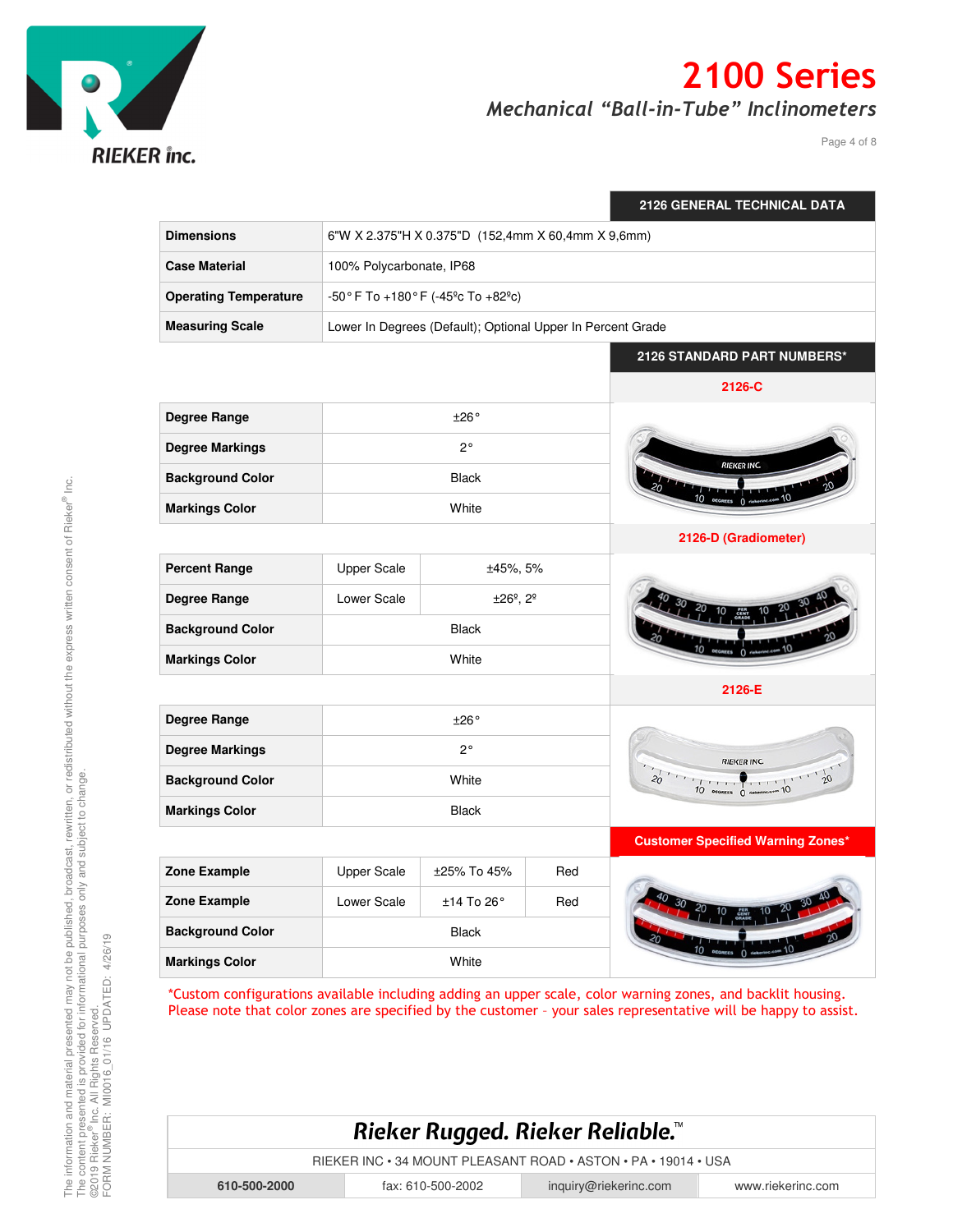## 2126 GENERAL TECHNICAL DATA

| | |
|---|---|
| **Dimensions** | 6"W X 2.375"H X 0.375"D (152,4mm X 60,4mm X 9,6mm) |
| **Case Material** | 100% Polycarbonate, IP68 |
| **Operating Temperature** | -50° F To +180° F (-45ºc To +82ºc) |
| **Measuring Scale** | Lower In Degrees (Default); Optional Upper In Percent Grade |

## 2126 STANDARD PART NUMBERS*

### 2126-C

| | |
|---|---|
| **Degree Range** | ±26° |
| **Degree Markings** | 2° |
| **Background Color** | Black |
| **Markings Color** | White |

### 2126-D (Gradiometer)

| | | |
|---|---|---|
| **Percent Range** | Upper Scale | ±45%, 5% |
| **Degree Range** | Lower Scale | ±26º, 2º |
| **Background Color** | Black | |
| **Markings Color** | White | |

### 2126-E

| | |
|---|---|
| **Degree Range** | ±26° |
| **Degree Markings** | 2° |
| **Background Color** | White |
| **Markings Color** | Black |

### Customer Specified Warning Zones*

| | | | |
|---|---|---|---|
| **Zone Example** | Upper Scale | ±25% To 45% | Red |
| **Zone Example** | Lower Scale | ±14 To 26° | Red |
| **Background Color** | Black | | |
| **Markings Color** | White | | |

*Custom configurations available including adding an upper scale, color warning zones, and backlit housing. Please note that color zones are specified by the customer – your sales representative will be happy to assist.

*Rieker Rugged. Rieker Reliable.*™

RIEKER INC • 34 MOUNT PLEASANT ROAD • ASTON • PA • 19014 • USA

| 610-500-2000 | fax: 610-500-2002 | inquiry@riekerinc.com | www.riekerinc.com |
|---|---|---|---|

The information and material presented may not be published, broadcast, rewritten, or redistributed without the express written consent of Rieker® Inc. The content presented is provided for informational purposes only and subject to change. ©2019 Rieker® Inc. All Rights Reserved. FORM NUMBER: MI0016_01/16 UPDATED: 4/26/19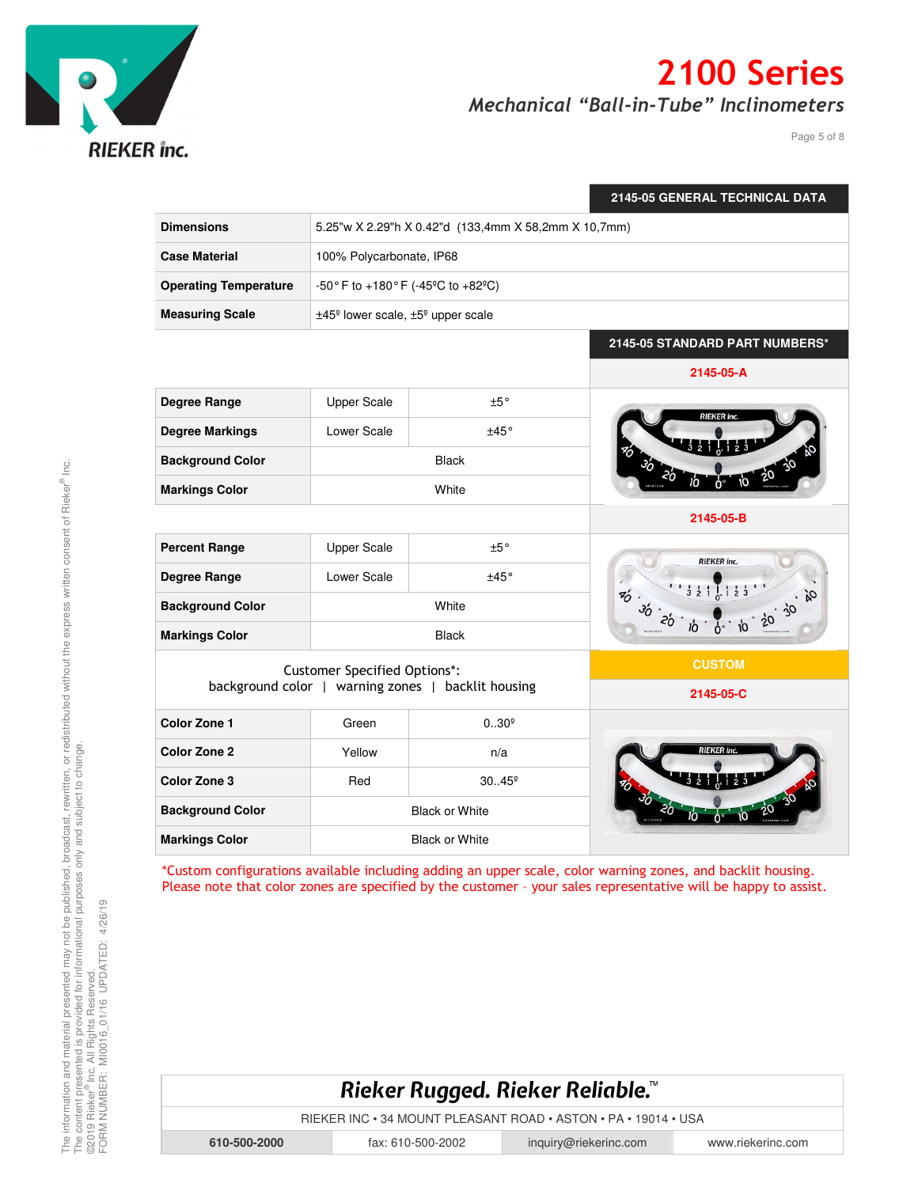# 2100 Series

*Mechanical "Ball-in-Tube" Inclinometers*

## 2145-05 GENERAL TECHNICAL DATA

| | |
|---|---|
| **Dimensions** | 5.25"w X 2.29"h X 0.42"d (133,4mm X 58,2mm X 10,7mm) |
| **Case Material** | 100% Polycarbonate, IP68 |
| **Operating Temperature** | -50° F to +180° F (-45ºC to +82ºC) |
| **Measuring Scale** | ±45º lower scale, ±5º upper scale |

## 2145-05 STANDARD PART NUMBERS*

### 2145-05-A

| | | |
|---|---|---|
| **Degree Range** | Upper Scale | ±5° |
| **Degree Markings** | Lower Scale | ±45° |
| **Background Color** | Black | |
| **Markings Color** | White | |

### 2145-05-B

| | | |
|---|---|---|
| **Percent Range** | Upper Scale | ±5° |
| **Degree Range** | Lower Scale | ±45° |
| **Background Color** | White | |
| **Markings Color** | Black | |

### CUSTOM

### 2145-05-C

Customer Specified Options*:
background color | warning zones | backlit housing

| | | |
|---|---|---|
| **Color Zone 1** | Green | 0..30º |
| **Color Zone 2** | Yellow | n/a |
| **Color Zone 3** | Red | 30..45º |
| **Background Color** | Black or White | |
| **Markings Color** | Black or White | |

*Custom configurations available including adding an upper scale, color warning zones, and backlit housing. Please note that color zones are specified by the customer – your sales representative will be happy to assist.

*Rieker Rugged. Rieker Reliable.*™

RIEKER INC • 34 MOUNT PLEASANT ROAD • ASTON • PA • 19014 • USA

| 610-500-2000 | fax: 610-500-2002 | inquiry@riekerinc.com | www.riekerinc.com |
|---|---|---|---|

The information and material presented may not be published, broadcast, rewritten, or redistributed without the express written consent of Rieker® Inc. The content presented is provided for informational purposes only and subject to change. ©2019 Rieker® Inc. All Rights Reserved. FORM NUMBER: MI0016_01/16 UPDATED: 4/26/19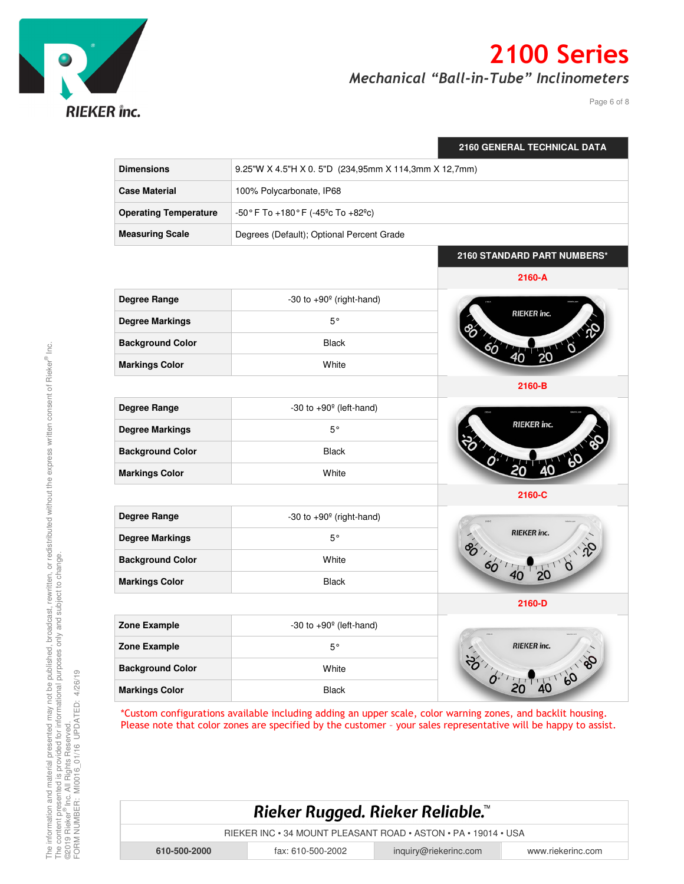# 2100 Series

*Mechanical "Ball-in-Tube" Inclinometers*

## 2160 GENERAL TECHNICAL DATA

| | |
|---|---|
| **Dimensions** | 9.25"W X 4.5"H X 0. 5"D (234,95mm X 114,3mm X 12,7mm) |
| **Case Material** | 100% Polycarbonate, IP68 |
| **Operating Temperature** | -50° F To +180° F (-45ºc To +82ºc) |
| **Measuring Scale** | Degrees (Default); Optional Percent Grade |

## 2160 STANDARD PART NUMBERS*

### 2160-A

| | |
|---|---|
| **Degree Range** | -30 to +90º (right-hand) |
| **Degree Markings** | 5° |
| **Background Color** | Black |
| **Markings Color** | White |

### 2160-B

| | |
|---|---|
| **Degree Range** | -30 to +90º (left-hand) |
| **Degree Markings** | 5° |
| **Background Color** | Black |
| **Markings Color** | White |

### 2160-C

| | |
|---|---|
| **Degree Range** | -30 to +90º (right-hand) |
| **Degree Markings** | 5° |
| **Background Color** | White |
| **Markings Color** | Black |

### 2160-D

| | |
|---|---|
| **Zone Example** | -30 to +90º (left-hand) |
| **Zone Example** | 5° |
| **Background Color** | White |
| **Markings Color** | Black |

*Custom configurations available including adding an upper scale, color warning zones, and backlit housing. Please note that color zones are specified by the customer – your sales representative will be happy to assist.

The information and material presented may not be published, broadcast, rewritten, or redistributed without the express written consent of Rieker® Inc. The content presented is provided for informational purposes only and subject to change.
©2019 Rieker® Inc. All Rights Reserved.
FORM NUMBER: MI0016_01/16 UPDATED: 4/26/19

**Rieker Rugged. Rieker Reliable.™**

RIEKER INC • 34 MOUNT PLEASANT ROAD • ASTON • PA • 19014 • USA

| 610-500-2000 | fax: 610-500-2002 | inquiry@riekerinc.com | www.riekerinc.com |
|---|---|---|---|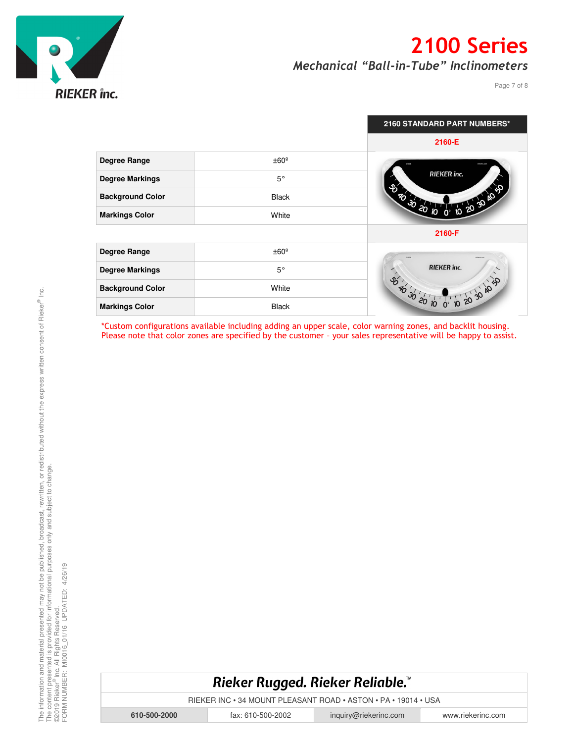## 2160 STANDARD PART NUMBERS*

### 2160-E

| | |
|---|---|
| **Degree Range** | ±60º |
| **Degree Markings** | 5° |
| **Background Color** | Black |
| **Markings Color** | White |

### 2160-F

| | |
|---|---|
| **Degree Range** | ±60º |
| **Degree Markings** | 5° |
| **Background Color** | White |
| **Markings Color** | Black |

*Custom configurations available including adding an upper scale, color warning zones, and backlit housing. Please note that color zones are specified by the customer – your sales representative will be happy to assist.

The information and material presented may not be published, broadcast, rewritten, or redistributed without the express written consent of Rieker® Inc.
The content presented is provided for informational purposes only and subject to change.
@2019 Rieker® Inc. All Rights Reserved.
FORM NUMBER: MI0016_01/16 UPDATED: 4/26/19

*Rieker Rugged. Rieker Reliable.*™

RIEKER INC • 34 MOUNT PLEASANT ROAD • ASTON • PA • 19014 • USA

| 610-500-2000 | fax: 610-500-2002 | inquiry@riekerinc.com | www.riekerinc.com |
|---|---|---|---|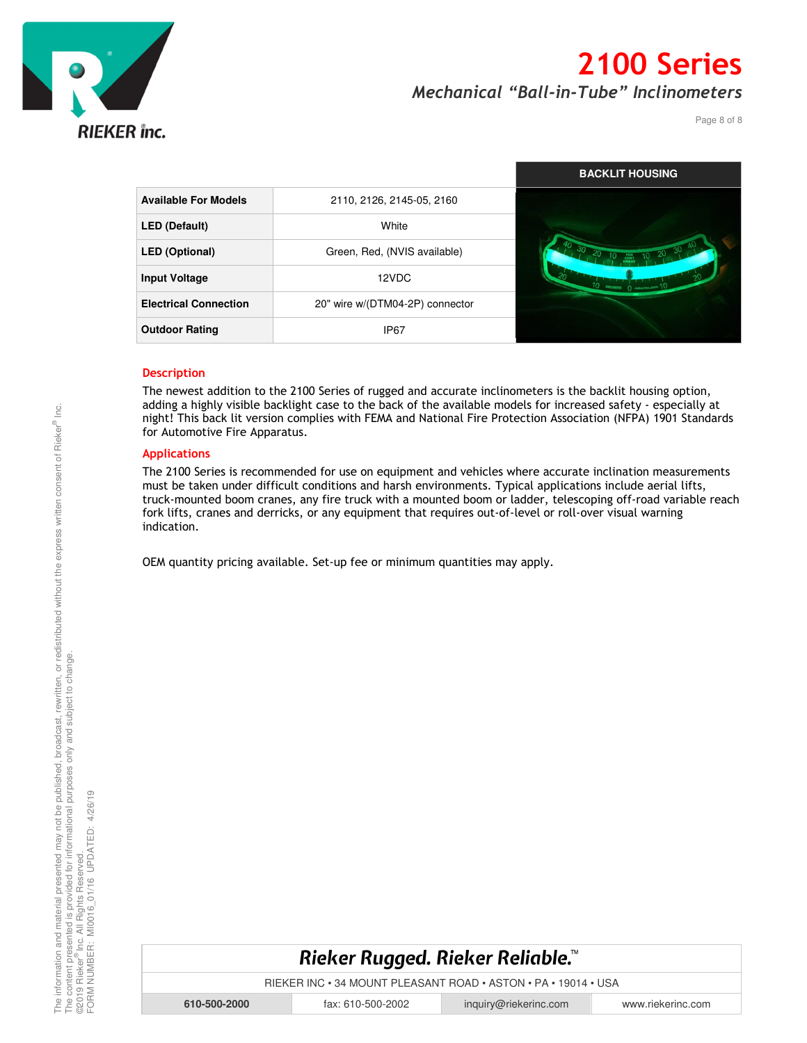| | | BACKLIT HOUSING |
|---|---|---|
| **Available For Models** | 2110, 2126, 2145-05, 2160 | |
| **LED (Default)** | White | |
| **LED (Optional)** | Green, Red, (NVIS available) | |
| **Input Voltage** | 12VDC | |
| **Electrical Connection** | 20" wire w/(DTM04-2P) connector | |
| **Outdoor Rating** | IP67 | |

## Description

The newest addition to the 2100 Series of rugged and accurate inclinometers is the backlit housing option, adding a highly visible backlight case to the back of the available models for increased safety - especially at night! This back lit version complies with FEMA and National Fire Protection Association (NFPA) 1901 Standards for Automotive Fire Apparatus.

## Applications

The 2100 Series is recommended for use on equipment and vehicles where accurate inclination measurements must be taken under difficult conditions and harsh environments. Typical applications include aerial lifts, truck-mounted boom cranes, any fire truck with a mounted boom or ladder, telescoping off-road variable reach fork lifts, cranes and derricks, or any equipment that requires out-of-level or roll-over visual warning indication.

OEM quantity pricing available. Set-up fee or minimum quantities may apply.

The information and material presented may not be published, broadcast, rewritten, or redistributed without the express written consent of Rieker® Inc.
The content presented is provided for informational purposes only and subject to change.
@2019 Rieker® Inc. All Rights Reserved.
FORM NUMBER: MI0016_01/16 UPDATED: 4/26/19

*Rieker Rugged. Rieker Reliable.*™

RIEKER INC • 34 MOUNT PLEASANT ROAD • ASTON • PA • 19014 • USA

| | | | |
|---|---|---|---|
| **610-500-2000** | fax: 610-500-2002 | inquiry@riekerinc.com | www.riekerinc.com |